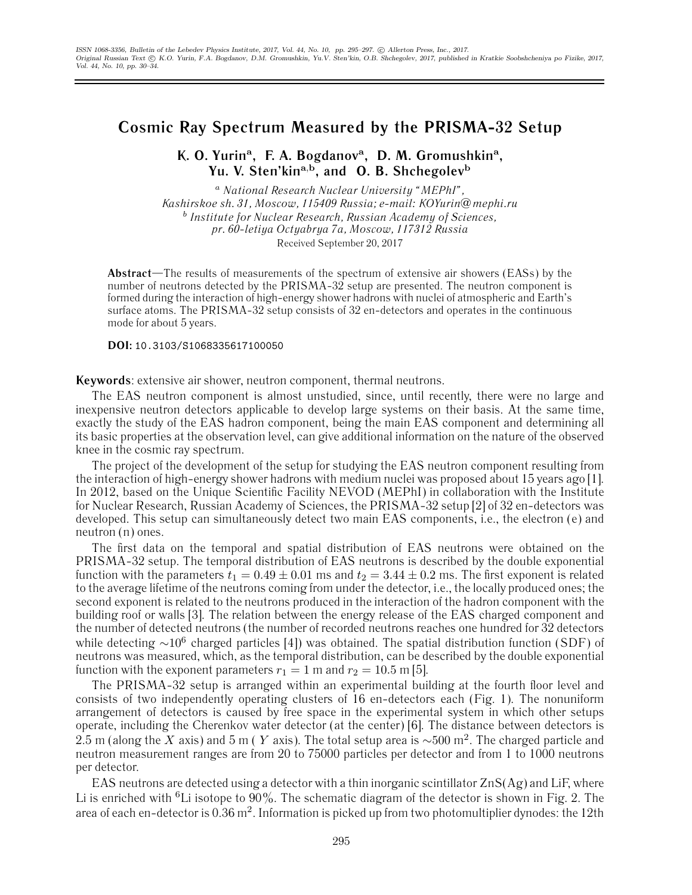# Cosmic Ray Spectrum Measured by the PRISMA-32 Setup

**K. O. Yurin[a], F. A. Bogdanov[a], D. M. Gromushkin[a], Yu. V. Sten'kin[a,b], and O. B. Shchegolev[b]**

[a] *National Research Nuclear University "MEPhI", Kashirskoe sh. 31, Moscow, 115409 Russia; e-mail: KOYurin@mephi.ru*
[b] *Institute for Nuclear Research, Russian Academy of Sciences, pr. 60-letiya Octyabrya 7a, Moscow, 117312 Russia*

Received September 20, 2017

**Abstract**—The results of measurements of the spectrum of extensive air showers (EASs) by the number of neutrons detected by the PRISMA-32 setup are presented. The neutron component is formed during the interaction of high-energy shower hadrons with nuclei of atmospheric and Earth's surface atoms. The PRISMA-32 setup consists of 32 en-detectors and operates in the continuous mode for about 5 years.

**DOI:** 10.3103/S1068335617100050

**Keywords**: extensive air shower, neutron component, thermal neutrons.

The EAS neutron component is almost unstudied, since, until recently, there were no large and inexpensive neutron detectors applicable to develop large systems on their basis. At the same time, exactly the study of the EAS hadron component, being the main EAS component and determining all its basic properties at the observation level, can give additional information on the nature of the observed knee in the cosmic ray spectrum.

The project of the development of the setup for studying the EAS neutron component resulting from the interaction of high-energy shower hadrons with medium nuclei was proposed about 15 years ago [1]. In 2012, based on the Unique Scientific Facility NEVOD (MEPhI) in collaboration with the Institute for Nuclear Research, Russian Academy of Sciences, the PRISMA-32 setup [2] of 32 en-detectors was developed. This setup can simultaneously detect two main EAS components, i.e., the electron (e) and neutron (n) ones.

The first data on the temporal and spatial distribution of EAS neutrons were obtained on the PRISMA-32 setup. The temporal distribution of EAS neutrons is described by the double exponential function with the parameters $t_1 = 0.49 \pm 0.01$ ms and $t_2 = 3.44 \pm 0.2$ ms. The first exponent is related to the average lifetime of the neutrons coming from under the detector, i.e., the locally produced ones; the second exponent is related to the neutrons produced in the interaction of the hadron component with the building roof or walls [3]. The relation between the energy release of the EAS charged component and the number of detected neutrons (the number of recorded neutrons reaches one hundred for 32 detectors while detecting $\sim 10^6$ charged particles [4]) was obtained. The spatial distribution function (SDF) of neutrons was measured, which, as the temporal distribution, can be described by the double exponential function with the exponent parameters $r_1 = 1$ m and $r_2 = 10.5$ m [5].

The PRISMA-32 setup is arranged within an experimental building at the fourth floor level and consists of two independently operating clusters of 16 en-detectors each (Fig. 1). The nonuniform arrangement of detectors is caused by free space in the experimental system in which other setups operate, including the Cherenkov water detector (at the center) [6]. The distance between detectors is 2.5 m (along the $X$ axis) and 5 m ( $Y$ axis). The total setup area is $\sim 500$ m$^2$. The charged particle and neutron measurement ranges are from 20 to 75000 particles per detector and from 1 to 1000 neutrons per detector.

EAS neutrons are detected using a detector with a thin inorganic scintillator ZnS(Ag) and LiF, where Li is enriched with $^6$Li isotope to 90%. The schematic diagram of the detector is shown in Fig. 2. The area of each en-detector is 0.36 m$^2$. Information is picked up from two photomultiplier dynodes: the 12th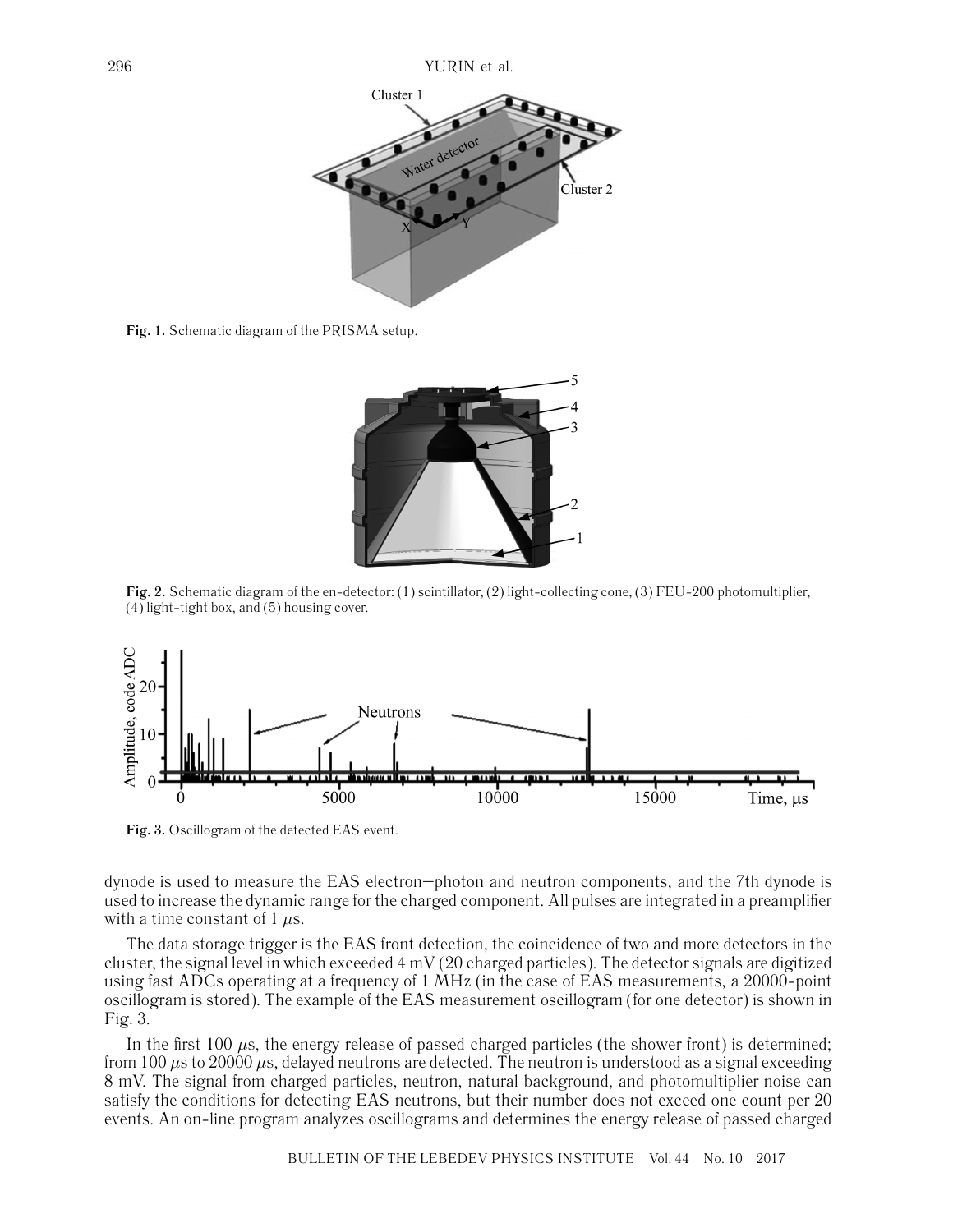Fig. 1. Schematic diagram of the PRISMA setup.

Fig. 2. Schematic diagram of the en-detector: (1) scintillator, (2) light-collecting cone, (3) FEU-200 photomultiplier, (4) light-tight box, and (5) housing cover.

Fig. 3. Oscillogram of the detected EAS event.

dynode is used to measure the EAS electron–photon and neutron components, and the 7th dynode is used to increase the dynamic range for the charged component. All pulses are integrated in a preamplifier with a time constant of 1 $\mu$s.

The data storage trigger is the EAS front detection, the coincidence of two and more detectors in the cluster, the signal level in which exceeded 4 mV (20 charged particles). The detector signals are digitized using fast ADCs operating at a frequency of 1 MHz (in the case of EAS measurements, a 20000-point oscillogram is stored). The example of the EAS measurement oscillogram (for one detector) is shown in Fig. 3.

In the first 100 $\mu$s, the energy release of passed charged particles (the shower front) is determined; from 100 $\mu$s to 20000 $\mu$s, delayed neutrons are detected. The neutron is understood as a signal exceeding 8 mV. The signal from charged particles, neutron, natural background, and photomultiplier noise can satisfy the conditions for detecting EAS neutrons, but their number does not exceed one count per 20 events. An on-line program analyzes oscillograms and determines the energy release of passed charged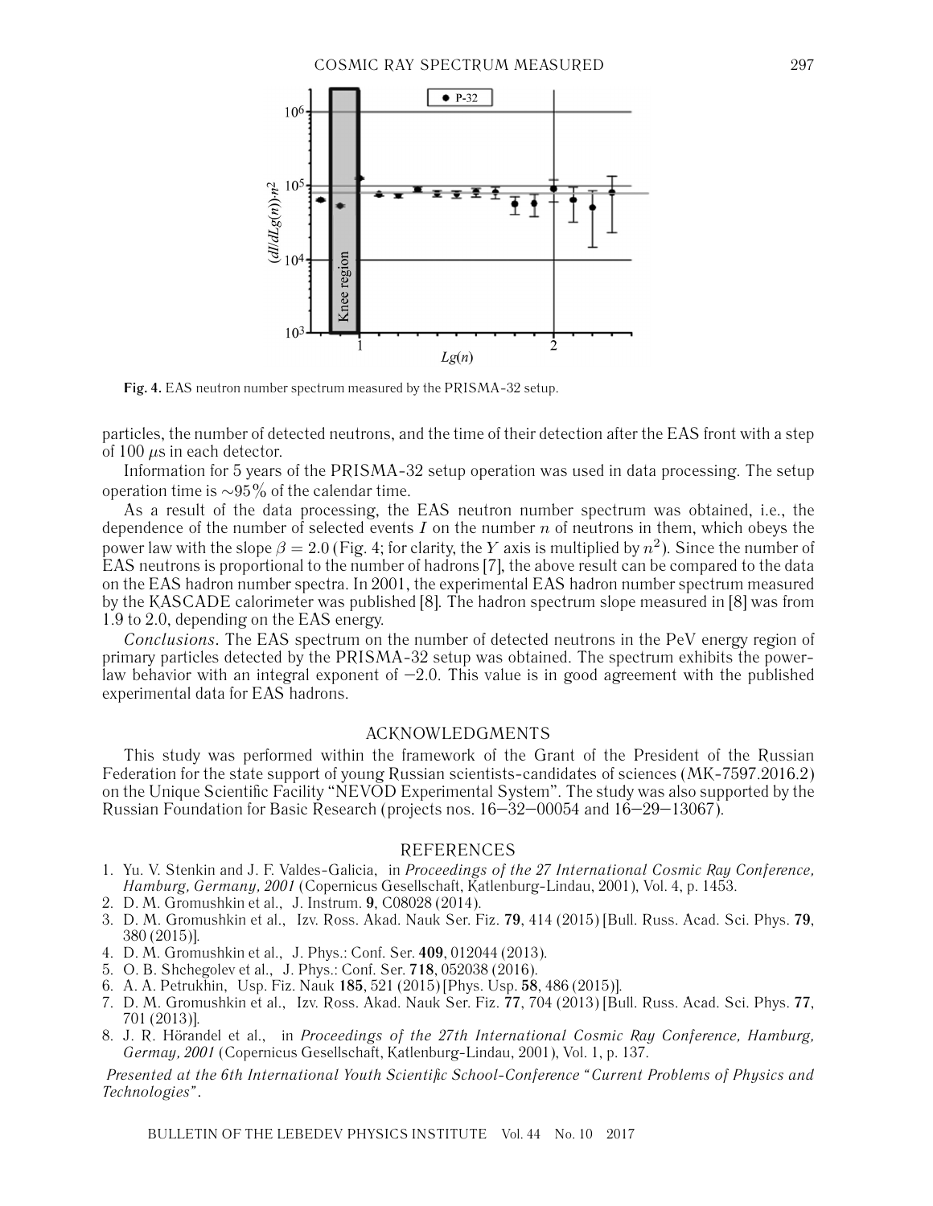● P-32

$10^6$

$10^5$

$10^4$

$10^3$

$(dI/dLg(n))\cdot n^2$

Knee region

1

2

$Lg(n)$

**Fig. 4.** EAS neutron number spectrum measured by the PRISMA-32 setup.

particles, the number of detected neutrons, and the time of their detection after the EAS front with a step of 100 $\mu$s in each detector.

Information for 5 years of the PRISMA-32 setup operation was used in data processing. The setup operation time is ~95% of the calendar time.

As a result of the data processing, the EAS neutron number spectrum was obtained, i.e., the dependence of the number of selected events $I$ on the number $n$ of neutrons in them, which obeys the power law with the slope $\beta = 2.0$ (Fig. 4; for clarity, the $Y$ axis is multiplied by $n^2$). Since the number of EAS neutrons is proportional to the number of hadrons [7], the above result can be compared to the data on the EAS hadron number spectra. In 2001, the experimental EAS hadron number spectrum measured by the KASCADE calorimeter was published [8]. The hadron spectrum slope measured in [8] was from 1.9 to 2.0, depending on the EAS energy.

*Conclusions*. The EAS spectrum on the number of detected neutrons in the PeV energy region of primary particles detected by the PRISMA-32 setup was obtained. The spectrum exhibits the power-law behavior with an integral exponent of −2.0. This value is in good agreement with the published experimental data for EAS hadrons.

## ACKNOWLEDGMENTS

This study was performed within the framework of the Grant of the President of the Russian Federation for the state support of young Russian scientists-candidates of sciences (MK-7597.2016.2) on the Unique Scientific Facility "NEVOD Experimental System". The study was also supported by the Russian Foundation for Basic Research (projects nos. 16−32−00054 and 16−29−13067).

## REFERENCES

1. Yu. V. Stenkin and J. F. Valdes-Galicia, in *Proceedings of the 27 International Cosmic Ray Conference, Hamburg, Germany, 2001* (Copernicus Gesellschaft, Katlenburg-Lindau, 2001), Vol. 4, p. 1453.
2. D. M. Gromushkin et al., J. Instrum. **9**, C08028 (2014).
3. D. M. Gromushkin et al., Izv. Ross. Akad. Nauk Ser. Fiz. **79**, 414 (2015) [Bull. Russ. Acad. Sci. Phys. **79**, 380 (2015)].
4. D. M. Gromushkin et al., J. Phys.: Conf. Ser. **409**, 012044 (2013).
5. O. B. Shchegolev et al., J. Phys.: Conf. Ser. **718**, 052038 (2016).
6. A. A. Petrukhin, Usp. Fiz. Nauk **185**, 521 (2015) [Phys. Usp. **58**, 486 (2015)].
7. D. M. Gromushkin et al., Izv. Ross. Akad. Nauk Ser. Fiz. **77**, 704 (2013) [Bull. Russ. Acad. Sci. Phys. **77**, 701 (2013)].
8. J. R. Hörandel et al., in *Proceedings of the 27th International Cosmic Ray Conference, Hamburg, Germay, 2001* (Copernicus Gesellschaft, Katlenburg-Lindau, 2001), Vol. 1, p. 137.

*Presented at the 6th International Youth Scientific School-Conference "Current Problems of Physics and Technologies".*